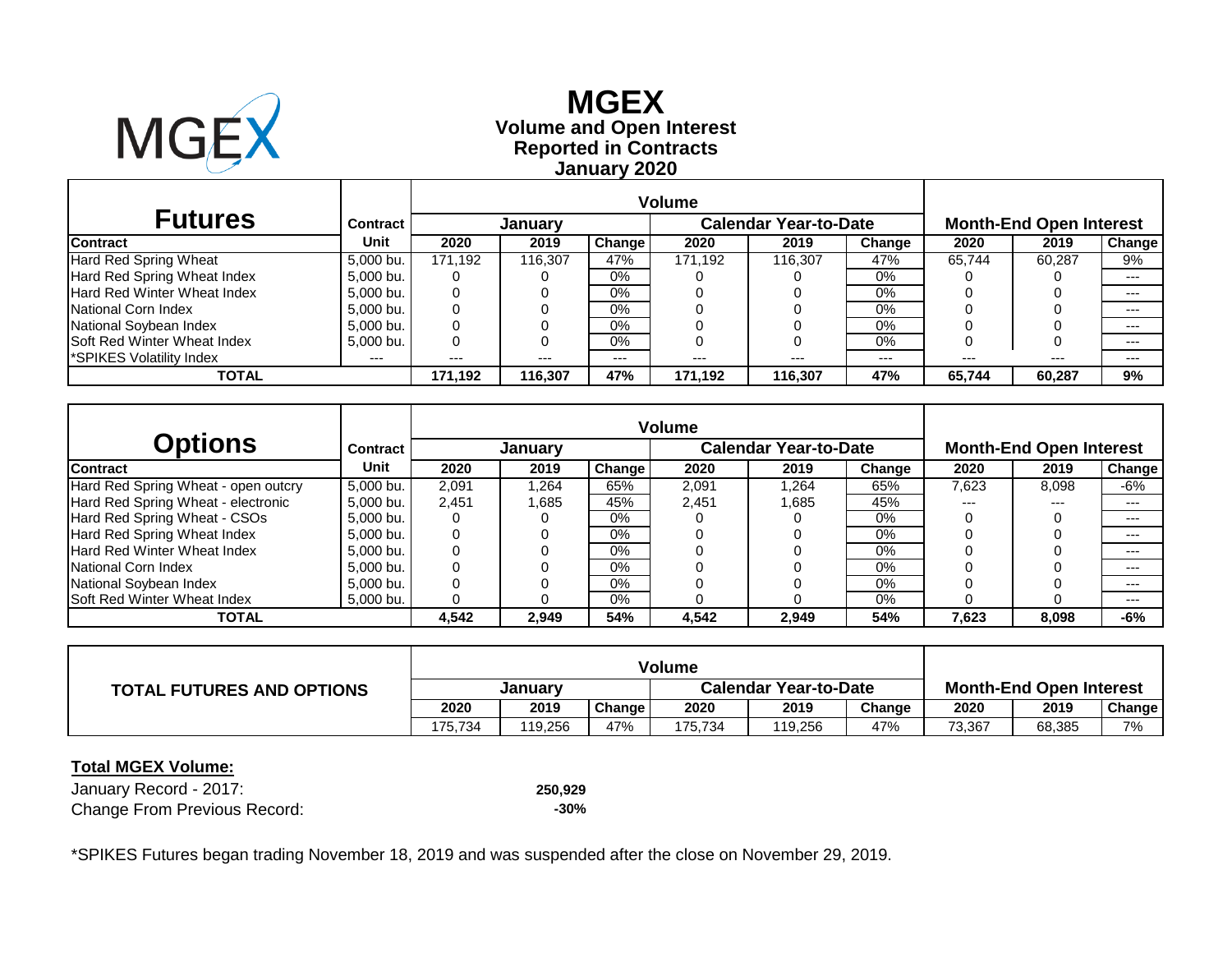# MGEX

## Volume and Open Interest
## Reported in Contracts
## January 2020

| Futures | Contract | Volume | | | | | | Month-End Open Interest | | |
|---|---|---|---|---|---|---|---|---|---|---|
| | | January | | | Calendar Year-to-Date | | | | | |
| Contract | Unit | 2020 | 2019 | Change | 2020 | 2019 | Change | 2020 | 2019 | Change |
| Hard Red Spring Wheat | 5,000 bu. | 171,192 | 116,307 | 47% | 171,192 | 116,307 | 47% | 65,744 | 60,287 | 9% |
| Hard Red Spring Wheat Index | 5,000 bu. | 0 | 0 | 0% | 0 | 0 | 0% | 0 | 0 | --- |
| Hard Red Winter Wheat Index | 5,000 bu. | 0 | 0 | 0% | 0 | 0 | 0% | 0 | 0 | --- |
| National Corn Index | 5,000 bu. | 0 | 0 | 0% | 0 | 0 | 0% | 0 | 0 | --- |
| National Soybean Index | 5,000 bu. | 0 | 0 | 0% | 0 | 0 | 0% | 0 | 0 | --- |
| Soft Red Winter Wheat Index | 5,000 bu. | 0 | 0 | 0% | 0 | 0 | 0% | 0 | 0 | --- |
| *SPIKES Volatility Index | --- | --- | --- | --- | --- | --- | --- | --- | --- | --- |
| **TOTAL** | | **171,192** | **116,307** | **47%** | **171,192** | **116,307** | **47%** | **65,744** | **60,287** | **9%** |

| Options | Contract | Volume | | | | | | Month-End Open Interest | | |
|---|---|---|---|---|---|---|---|---|---|---|
| | | January | | | Calendar Year-to-Date | | | | | |
| Contract | Unit | 2020 | 2019 | Change | 2020 | 2019 | Change | 2020 | 2019 | Change |
| Hard Red Spring Wheat - open outcry | 5,000 bu. | 2,091 | 1,264 | 65% | 2,091 | 1,264 | 65% | 7,623 | 8,098 | -6% |
| Hard Red Spring Wheat - electronic | 5,000 bu. | 2,451 | 1,685 | 45% | 2,451 | 1,685 | 45% | --- | --- | --- |
| Hard Red Spring Wheat - CSOs | 5,000 bu. | 0 | 0 | 0% | 0 | 0 | 0% | 0 | 0 | --- |
| Hard Red Spring Wheat Index | 5,000 bu. | 0 | 0 | 0% | 0 | 0 | 0% | 0 | 0 | --- |
| Hard Red Winter Wheat Index | 5,000 bu. | 0 | 0 | 0% | 0 | 0 | 0% | 0 | 0 | --- |
| National Corn Index | 5,000 bu. | 0 | 0 | 0% | 0 | 0 | 0% | 0 | 0 | --- |
| National Soybean Index | 5,000 bu. | 0 | 0 | 0% | 0 | 0 | 0% | 0 | 0 | --- |
| Soft Red Winter Wheat Index | 5,000 bu. | 0 | 0 | 0% | 0 | 0 | 0% | 0 | 0 | --- |
| **TOTAL** | | **4,542** | **2,949** | **54%** | **4,542** | **2,949** | **54%** | **7,623** | **8,098** | **-6%** |

| TOTAL FUTURES AND OPTIONS | Volume | | | | | | Month-End Open Interest | | |
|---|---|---|---|---|---|---|---|---|---|
| | January | | | Calendar Year-to-Date | | | | | |
| | 2020 | 2019 | Change | 2020 | 2019 | Change | 2020 | 2019 | Change |
| | 175,734 | 119,256 | 47% | 175,734 | 119,256 | 47% | 73,367 | 68,385 | 7% |

**Total MGEX Volume:**

| | |
|---|---|
| January Record - 2017: | **250,929** |
| Change From Previous Record: | **-30%** |

*SPIKES Futures began trading November 18, 2019 and was suspended after the close on November 29, 2019.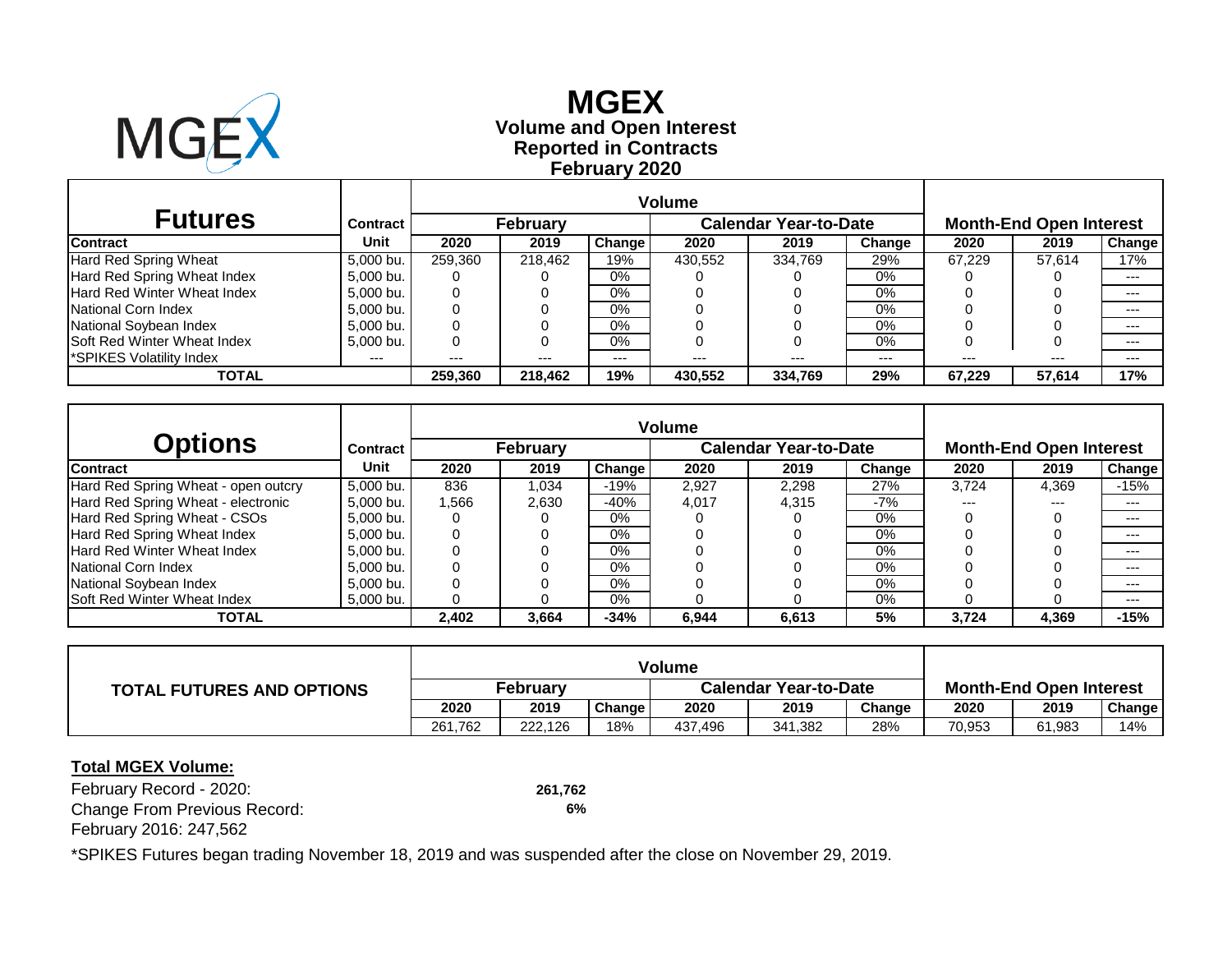# MGEX

## Volume and Open Interest
## Reported in Contracts
## February 2020

| Futures | Contract | Volume | | | | | | Month-End Open Interest | | |
|---|---|---|---|---|---|---|---|---|---|---|
| | | February | | | Calendar Year-to-Date | | | | | |
| Contract | Unit | 2020 | 2019 | Change | 2020 | 2019 | Change | 2020 | 2019 | Change |
| Hard Red Spring Wheat | 5,000 bu. | 259,360 | 218,462 | 19% | 430,552 | 334,769 | 29% | 67,229 | 57,614 | 17% |
| Hard Red Spring Wheat Index | 5,000 bu. | 0 | 0 | 0% | 0 | 0 | 0% | 0 | 0 | --- |
| Hard Red Winter Wheat Index | 5,000 bu. | 0 | 0 | 0% | 0 | 0 | 0% | 0 | 0 | --- |
| National Corn Index | 5,000 bu. | 0 | 0 | 0% | 0 | 0 | 0% | 0 | 0 | --- |
| National Soybean Index | 5,000 bu. | 0 | 0 | 0% | 0 | 0 | 0% | 0 | 0 | --- |
| Soft Red Winter Wheat Index | 5,000 bu. | 0 | 0 | 0% | 0 | 0 | 0% | 0 | 0 | --- |
| *SPIKES Volatility Index | --- | --- | --- | --- | --- | --- | --- | --- | --- | --- |
| **TOTAL** | | **259,360** | **218,462** | **19%** | **430,552** | **334,769** | **29%** | **67,229** | **57,614** | **17%** |

| Options | Contract | Volume | | | | | | Month-End Open Interest | | |
|---|---|---|---|---|---|---|---|---|---|---|
| | | February | | | Calendar Year-to-Date | | | | | |
| Contract | Unit | 2020 | 2019 | Change | 2020 | 2019 | Change | 2020 | 2019 | Change |
| Hard Red Spring Wheat - open outcry | 5,000 bu. | 836 | 1,034 | -19% | 2,927 | 2,298 | 27% | 3,724 | 4,369 | -15% |
| Hard Red Spring Wheat - electronic | 5,000 bu. | 1,566 | 2,630 | -40% | 4,017 | 4,315 | -7% | --- | --- | --- |
| Hard Red Spring Wheat - CSOs | 5,000 bu. | 0 | 0 | 0% | 0 | 0 | 0% | 0 | 0 | --- |
| Hard Red Spring Wheat Index | 5,000 bu. | 0 | 0 | 0% | 0 | 0 | 0% | 0 | 0 | --- |
| Hard Red Winter Wheat Index | 5,000 bu. | 0 | 0 | 0% | 0 | 0 | 0% | 0 | 0 | --- |
| National Corn Index | 5,000 bu. | 0 | 0 | 0% | 0 | 0 | 0% | 0 | 0 | --- |
| National Soybean Index | 5,000 bu. | 0 | 0 | 0% | 0 | 0 | 0% | 0 | 0 | --- |
| Soft Red Winter Wheat Index | 5,000 bu. | 0 | 0 | 0% | 0 | 0 | 0% | 0 | 0 | --- |
| **TOTAL** | | **2,402** | **3,664** | **-34%** | **6,944** | **6,613** | **5%** | **3,724** | **4,369** | **-15%** |

| TOTAL FUTURES AND OPTIONS | Volume | | | | | | Month-End Open Interest | | |
|---|---|---|---|---|---|---|---|---|---|
| | February | | | Calendar Year-to-Date | | | | | |
| | 2020 | 2019 | Change | 2020 | 2019 | Change | 2020 | 2019 | Change |
| | 261,762 | 222,126 | 18% | 437,496 | 341,382 | 28% | 70,953 | 61,983 | 14% |

**Total MGEX Volume:**

February Record - 2020: **261,762**

Change From Previous Record: **6%**

February 2016: 247,562

*SPIKES Futures began trading November 18, 2019 and was suspended after the close on November 29, 2019.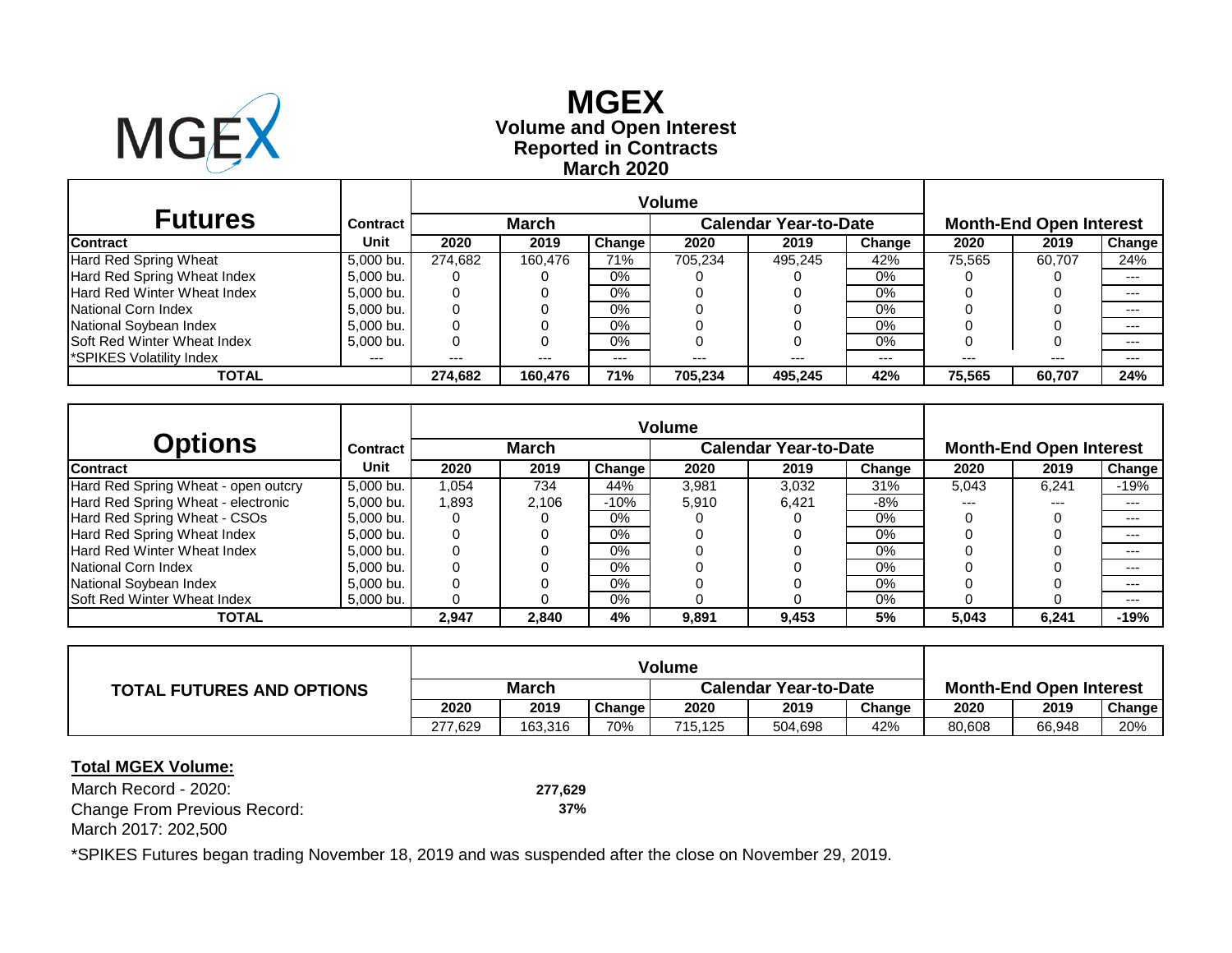# MGEX

## Volume and Open Interest
## Reported in Contracts
## March 2020

| Futures | Contract | Volume | | | | | | Month-End Open Interest | | |
|---|---|---|---|---|---|---|---|---|---|---|
| | | March | | | Calendar Year-to-Date | | | | | |
| Contract | Unit | 2020 | 2019 | Change | 2020 | 2019 | Change | 2020 | 2019 | Change |
| Hard Red Spring Wheat | 5,000 bu. | 274,682 | 160,476 | 71% | 705,234 | 495,245 | 42% | 75,565 | 60,707 | 24% |
| Hard Red Spring Wheat Index | 5,000 bu. | 0 | 0 | 0% | 0 | 0 | 0% | 0 | 0 | --- |
| Hard Red Winter Wheat Index | 5,000 bu. | 0 | 0 | 0% | 0 | 0 | 0% | 0 | 0 | --- |
| National Corn Index | 5,000 bu. | 0 | 0 | 0% | 0 | 0 | 0% | 0 | 0 | --- |
| National Soybean Index | 5,000 bu. | 0 | 0 | 0% | 0 | 0 | 0% | 0 | 0 | --- |
| Soft Red Winter Wheat Index | 5,000 bu. | 0 | 0 | 0% | 0 | 0 | 0% | 0 | 0 | --- |
| *SPIKES Volatility Index | --- | --- | --- | --- | --- | --- | --- | --- | --- | --- |
| **TOTAL** | | **274,682** | **160,476** | **71%** | **705,234** | **495,245** | **42%** | **75,565** | **60,707** | **24%** |

| Options | Contract | Volume | | | | | | Month-End Open Interest | | |
|---|---|---|---|---|---|---|---|---|---|---|
| | | March | | | Calendar Year-to-Date | | | | | |
| Contract | Unit | 2020 | 2019 | Change | 2020 | 2019 | Change | 2020 | 2019 | Change |
| Hard Red Spring Wheat - open outcry | 5,000 bu. | 1,054 | 734 | 44% | 3,981 | 3,032 | 31% | 5,043 | 6,241 | -19% |
| Hard Red Spring Wheat - electronic | 5,000 bu. | 1,893 | 2,106 | -10% | 5,910 | 6,421 | -8% | --- | --- | --- |
| Hard Red Spring Wheat - CSOs | 5,000 bu. | 0 | 0 | 0% | 0 | 0 | 0% | 0 | 0 | --- |
| Hard Red Spring Wheat Index | 5,000 bu. | 0 | 0 | 0% | 0 | 0 | 0% | 0 | 0 | --- |
| Hard Red Winter Wheat Index | 5,000 bu. | 0 | 0 | 0% | 0 | 0 | 0% | 0 | 0 | --- |
| National Corn Index | 5,000 bu. | 0 | 0 | 0% | 0 | 0 | 0% | 0 | 0 | --- |
| National Soybean Index | 5,000 bu. | 0 | 0 | 0% | 0 | 0 | 0% | 0 | 0 | --- |
| Soft Red Winter Wheat Index | 5,000 bu. | 0 | 0 | 0% | 0 | 0 | 0% | 0 | 0 | --- |
| **TOTAL** | | **2,947** | **2,840** | **4%** | **9,891** | **9,453** | **5%** | **5,043** | **6,241** | **-19%** |

| TOTAL FUTURES AND OPTIONS | Volume | | | | | | Month-End Open Interest | | |
|---|---|---|---|---|---|---|---|---|---|
| | March | | | Calendar Year-to-Date | | | | | |
| | 2020 | 2019 | Change | 2020 | 2019 | Change | 2020 | 2019 | Change |
| | 277,629 | 163,316 | 70% | 715,125 | 504,698 | 42% | 80,608 | 66,948 | 20% |

**Total MGEX Volume:**

March Record - 2020: **277,629**

Change From Previous Record: **37%**

March 2017: 202,500

*SPIKES Futures began trading November 18, 2019 and was suspended after the close on November 29, 2019.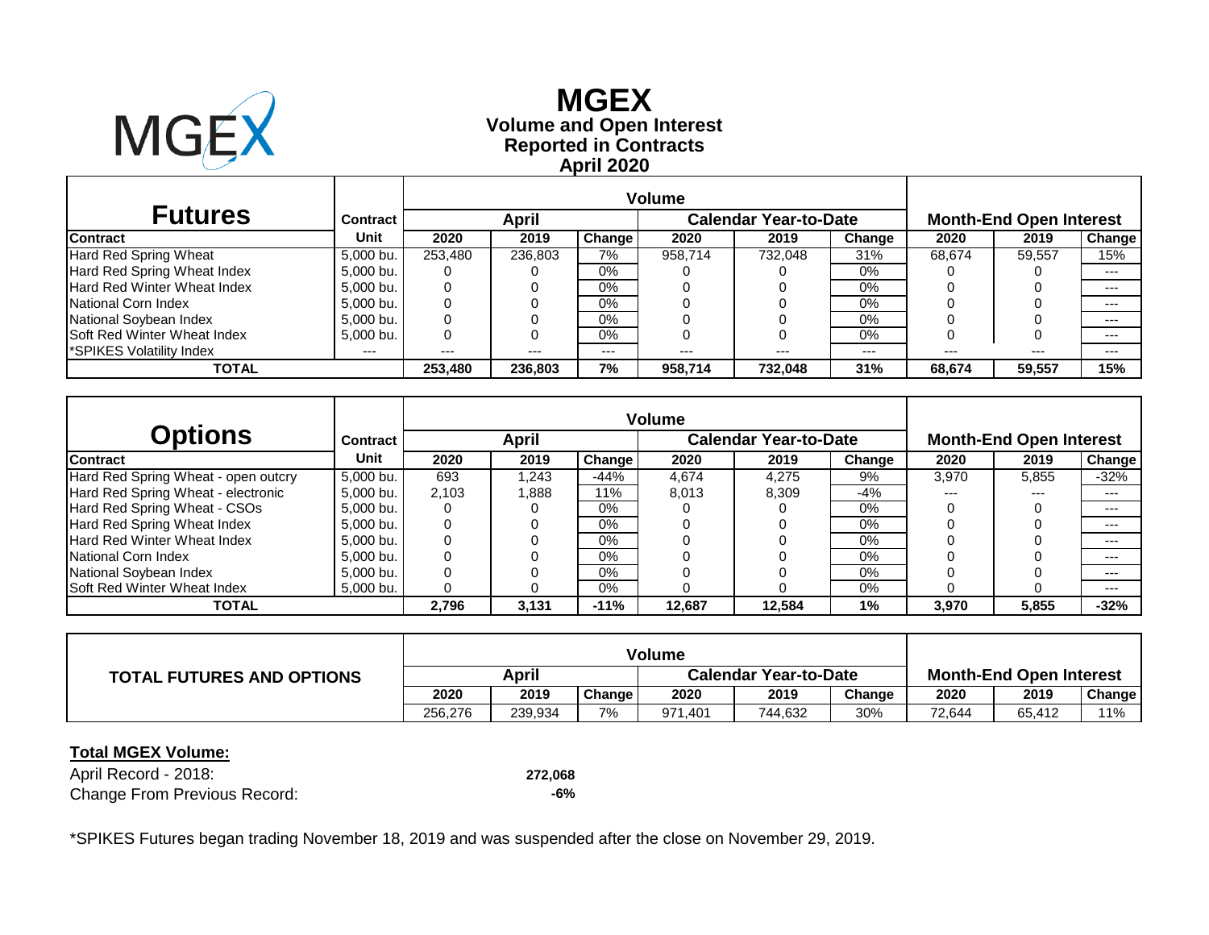# MGEX

## Volume and Open Interest
## Reported in Contracts
## April 2020

| Futures | Contract | Volume | | | | | | Month-End Open Interest | | |
|---|---|---|---|---|---|---|---|---|---|---|
| | | April | | | Calendar Year-to-Date | | | | | |
| Contract | Unit | 2020 | 2019 | Change | 2020 | 2019 | Change | 2020 | 2019 | Change |
| Hard Red Spring Wheat | 5,000 bu. | 253,480 | 236,803 | 7% | 958,714 | 732,048 | 31% | 68,674 | 59,557 | 15% |
| Hard Red Spring Wheat Index | 5,000 bu. | 0 | 0 | 0% | 0 | 0 | 0% | 0 | 0 | --- |
| Hard Red Winter Wheat Index | 5,000 bu. | 0 | 0 | 0% | 0 | 0 | 0% | 0 | 0 | --- |
| National Corn Index | 5,000 bu. | 0 | 0 | 0% | 0 | 0 | 0% | 0 | 0 | --- |
| National Soybean Index | 5,000 bu. | 0 | 0 | 0% | 0 | 0 | 0% | 0 | 0 | --- |
| Soft Red Winter Wheat Index | 5,000 bu. | 0 | 0 | 0% | 0 | 0 | 0% | 0 | 0 | --- |
| *SPIKES Volatility Index | --- | --- | --- | --- | --- | --- | --- | --- | --- | --- |
| **TOTAL** | | **253,480** | **236,803** | **7%** | **958,714** | **732,048** | **31%** | **68,674** | **59,557** | **15%** |

| Options | Contract | Volume | | | | | | Month-End Open Interest | | |
|---|---|---|---|---|---|---|---|---|---|---|
| | | April | | | Calendar Year-to-Date | | | | | |
| Contract | Unit | 2020 | 2019 | Change | 2020 | 2019 | Change | 2020 | 2019 | Change |
| Hard Red Spring Wheat - open outcry | 5,000 bu. | 693 | 1,243 | -44% | 4,674 | 4,275 | 9% | 3,970 | 5,855 | -32% |
| Hard Red Spring Wheat - electronic | 5,000 bu. | 2,103 | 1,888 | 11% | 8,013 | 8,309 | -4% | --- | --- | --- |
| Hard Red Spring Wheat - CSOs | 5,000 bu. | 0 | 0 | 0% | 0 | 0 | 0% | 0 | 0 | --- |
| Hard Red Spring Wheat Index | 5,000 bu. | 0 | 0 | 0% | 0 | 0 | 0% | 0 | 0 | --- |
| Hard Red Winter Wheat Index | 5,000 bu. | 0 | 0 | 0% | 0 | 0 | 0% | 0 | 0 | --- |
| National Corn Index | 5,000 bu. | 0 | 0 | 0% | 0 | 0 | 0% | 0 | 0 | --- |
| National Soybean Index | 5,000 bu. | 0 | 0 | 0% | 0 | 0 | 0% | 0 | 0 | --- |
| Soft Red Winter Wheat Index | 5,000 bu. | 0 | 0 | 0% | 0 | 0 | 0% | 0 | 0 | --- |
| **TOTAL** | | **2,796** | **3,131** | **-11%** | **12,687** | **12,584** | **1%** | **3,970** | **5,855** | **-32%** |

| TOTAL FUTURES AND OPTIONS | Volume | | | | | | Month-End Open Interest | | |
|---|---|---|---|---|---|---|---|---|---|
| | April | | | Calendar Year-to-Date | | | | | |
| | 2020 | 2019 | Change | 2020 | 2019 | Change | 2020 | 2019 | Change |
| | 256,276 | 239,934 | 7% | 971,401 | 744,632 | 30% | 72,644 | 65,412 | 11% |

**Total MGEX Volume:**

April Record - 2018: **272,068**

Change From Previous Record: **-6%**

*SPIKES Futures began trading November 18, 2019 and was suspended after the close on November 29, 2019.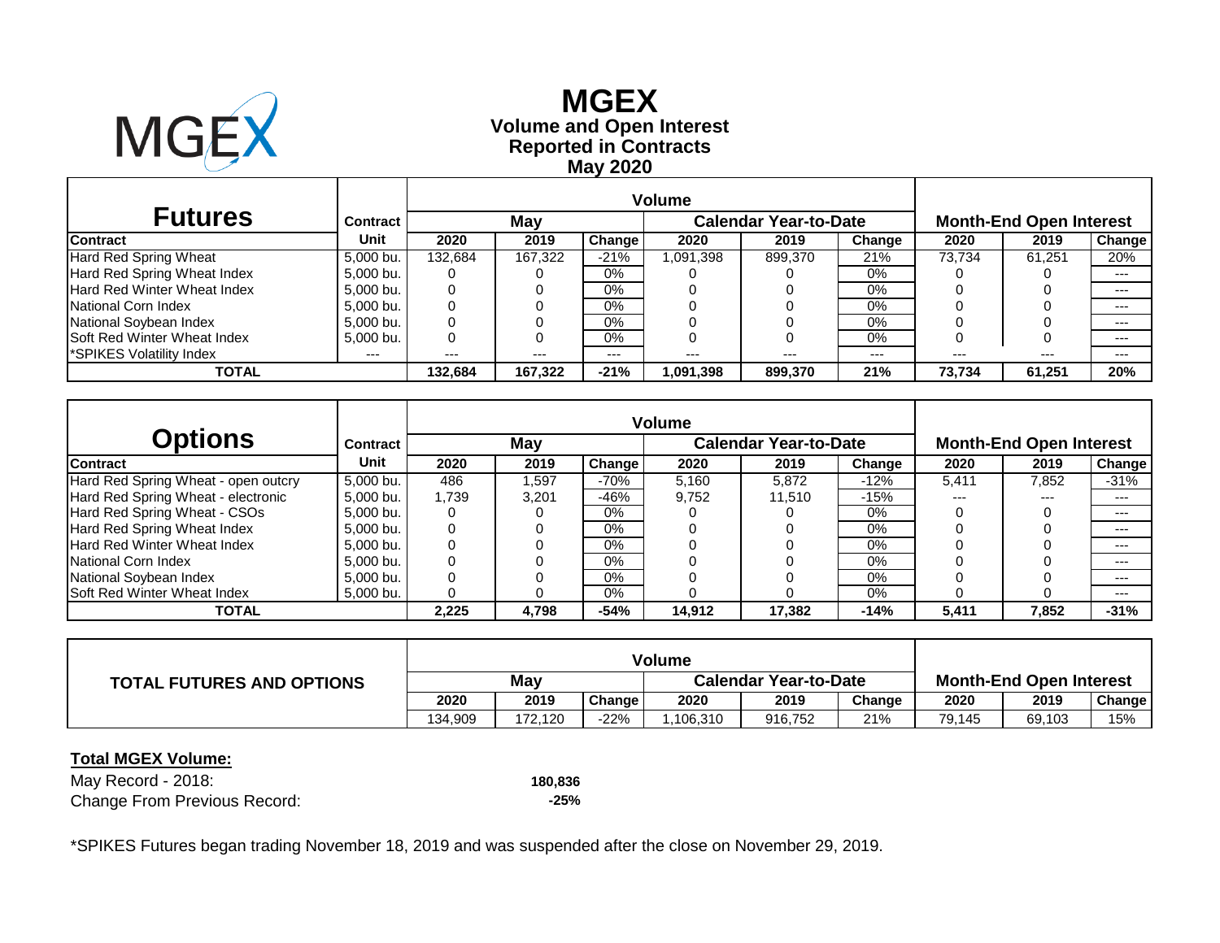# MGEX

## Volume and Open Interest
## Reported in Contracts
## May 2020

| Futures | Contract | Volume | | | | | | Month-End Open Interest | | |
|---|---|---|---|---|---|---|---|---|---|---|
| | | May | | | Calendar Year-to-Date | | | | | |
| Contract | Unit | 2020 | 2019 | Change | 2020 | 2019 | Change | 2020 | 2019 | Change |
| Hard Red Spring Wheat | 5,000 bu. | 132,684 | 167,322 | -21% | 1,091,398 | 899,370 | 21% | 73,734 | 61,251 | 20% |
| Hard Red Spring Wheat Index | 5,000 bu. | 0 | 0 | 0% | 0 | 0 | 0% | 0 | 0 | --- |
| Hard Red Winter Wheat Index | 5,000 bu. | 0 | 0 | 0% | 0 | 0 | 0% | 0 | 0 | --- |
| National Corn Index | 5,000 bu. | 0 | 0 | 0% | 0 | 0 | 0% | 0 | 0 | --- |
| National Soybean Index | 5,000 bu. | 0 | 0 | 0% | 0 | 0 | 0% | 0 | 0 | --- |
| Soft Red Winter Wheat Index | 5,000 bu. | 0 | 0 | 0% | 0 | 0 | 0% | 0 | 0 | --- |
| *SPIKES Volatility Index | --- | --- | --- | --- | --- | --- | --- | --- | --- | --- |
| **TOTAL** | | **132,684** | **167,322** | **-21%** | **1,091,398** | **899,370** | **21%** | **73,734** | **61,251** | **20%** |

| Options | Contract | Volume | | | | | | Month-End Open Interest | | |
|---|---|---|---|---|---|---|---|---|---|---|
| | | May | | | Calendar Year-to-Date | | | | | |
| Contract | Unit | 2020 | 2019 | Change | 2020 | 2019 | Change | 2020 | 2019 | Change |
| Hard Red Spring Wheat - open outcry | 5,000 bu. | 486 | 1,597 | -70% | 5,160 | 5,872 | -12% | 5,411 | 7,852 | -31% |
| Hard Red Spring Wheat - electronic | 5,000 bu. | 1,739 | 3,201 | -46% | 9,752 | 11,510 | -15% | --- | --- | --- |
| Hard Red Spring Wheat - CSOs | 5,000 bu. | 0 | 0 | 0% | 0 | 0 | 0% | 0 | 0 | --- |
| Hard Red Spring Wheat Index | 5,000 bu. | 0 | 0 | 0% | 0 | 0 | 0% | 0 | 0 | --- |
| Hard Red Winter Wheat Index | 5,000 bu. | 0 | 0 | 0% | 0 | 0 | 0% | 0 | 0 | --- |
| National Corn Index | 5,000 bu. | 0 | 0 | 0% | 0 | 0 | 0% | 0 | 0 | --- |
| National Soybean Index | 5,000 bu. | 0 | 0 | 0% | 0 | 0 | 0% | 0 | 0 | --- |
| Soft Red Winter Wheat Index | 5,000 bu. | 0 | 0 | 0% | 0 | 0 | 0% | 0 | 0 | --- |
| **TOTAL** | | **2,225** | **4,798** | **-54%** | **14,912** | **17,382** | **-14%** | **5,411** | **7,852** | **-31%** |

| TOTAL FUTURES AND OPTIONS | Volume | | | | | | Month-End Open Interest | | |
|---|---|---|---|---|---|---|---|---|---|
| | May | | | Calendar Year-to-Date | | | | | |
| | 2020 | 2019 | Change | 2020 | 2019 | Change | 2020 | 2019 | Change |
| | 134,909 | 172,120 | -22% | 1,106,310 | 916,752 | 21% | 79,145 | 69,103 | 15% |

**Total MGEX Volume:**

May Record - 2018: **180,836**

Change From Previous Record: **-25%**

*SPIKES Futures began trading November 18, 2019 and was suspended after the close on November 29, 2019.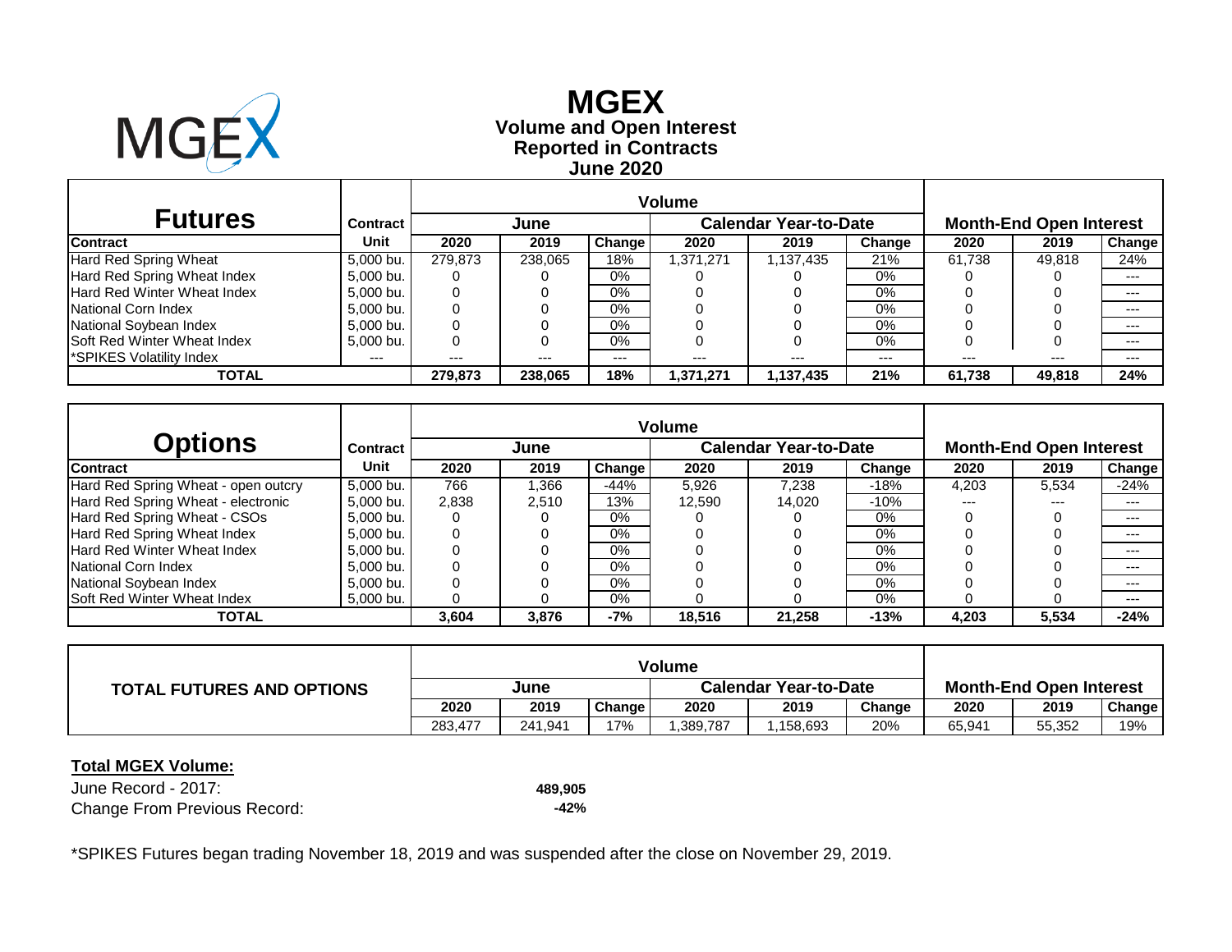# MGEX

## Volume and Open Interest
## Reported in Contracts
## June 2020

| Futures | Contract | Volume | | | | | | Month-End Open Interest | | |
|---|---|---|---|---|---|---|---|---|---|---|
| | | June | | | Calendar Year-to-Date | | | | | |
| Contract | Unit | 2020 | 2019 | Change | 2020 | 2019 | Change | 2020 | 2019 | Change |
| Hard Red Spring Wheat | 5,000 bu. | 279,873 | 238,065 | 18% | 1,371,271 | 1,137,435 | 21% | 61,738 | 49,818 | 24% |
| Hard Red Spring Wheat Index | 5,000 bu. | 0 | 0 | 0% | 0 | 0 | 0% | 0 | 0 | --- |
| Hard Red Winter Wheat Index | 5,000 bu. | 0 | 0 | 0% | 0 | 0 | 0% | 0 | 0 | --- |
| National Corn Index | 5,000 bu. | 0 | 0 | 0% | 0 | 0 | 0% | 0 | 0 | --- |
| National Soybean Index | 5,000 bu. | 0 | 0 | 0% | 0 | 0 | 0% | 0 | 0 | --- |
| Soft Red Winter Wheat Index | 5,000 bu. | 0 | 0 | 0% | 0 | 0 | 0% | 0 | 0 | --- |
| *SPIKES Volatility Index | --- | --- | --- | --- | --- | --- | --- | --- | --- | --- |
| **TOTAL** | | **279,873** | **238,065** | **18%** | **1,371,271** | **1,137,435** | **21%** | **61,738** | **49,818** | **24%** |

| Options | Contract | Volume | | | | | | Month-End Open Interest | | |
|---|---|---|---|---|---|---|---|---|---|---|
| | | June | | | Calendar Year-to-Date | | | | | |
| Contract | Unit | 2020 | 2019 | Change | 2020 | 2019 | Change | 2020 | 2019 | Change |
| Hard Red Spring Wheat - open outcry | 5,000 bu. | 766 | 1,366 | -44% | 5,926 | 7,238 | -18% | 4,203 | 5,534 | -24% |
| Hard Red Spring Wheat - electronic | 5,000 bu. | 2,838 | 2,510 | 13% | 12,590 | 14,020 | -10% | --- | --- | --- |
| Hard Red Spring Wheat - CSOs | 5,000 bu. | 0 | 0 | 0% | 0 | 0 | 0% | 0 | 0 | --- |
| Hard Red Spring Wheat Index | 5,000 bu. | 0 | 0 | 0% | 0 | 0 | 0% | 0 | 0 | --- |
| Hard Red Winter Wheat Index | 5,000 bu. | 0 | 0 | 0% | 0 | 0 | 0% | 0 | 0 | --- |
| National Corn Index | 5,000 bu. | 0 | 0 | 0% | 0 | 0 | 0% | 0 | 0 | --- |
| National Soybean Index | 5,000 bu. | 0 | 0 | 0% | 0 | 0 | 0% | 0 | 0 | --- |
| Soft Red Winter Wheat Index | 5,000 bu. | 0 | 0 | 0% | 0 | 0 | 0% | 0 | 0 | --- |
| **TOTAL** | | **3,604** | **3,876** | **-7%** | **18,516** | **21,258** | **-13%** | **4,203** | **5,534** | **-24%** |

| TOTAL FUTURES AND OPTIONS | Volume | | | | | | Month-End Open Interest | | |
|---|---|---|---|---|---|---|---|---|---|
| | June | | | Calendar Year-to-Date | | | | | |
| | 2020 | 2019 | Change | 2020 | 2019 | Change | 2020 | 2019 | Change |
| | 283,477 | 241,941 | 17% | 1,389,787 | 1,158,693 | 20% | 65,941 | 55,352 | 19% |

**Total MGEX Volume:**

June Record - 2017: **489,905**

Change From Previous Record: **-42%**

*SPIKES Futures began trading November 18, 2019 and was suspended after the close on November 29, 2019.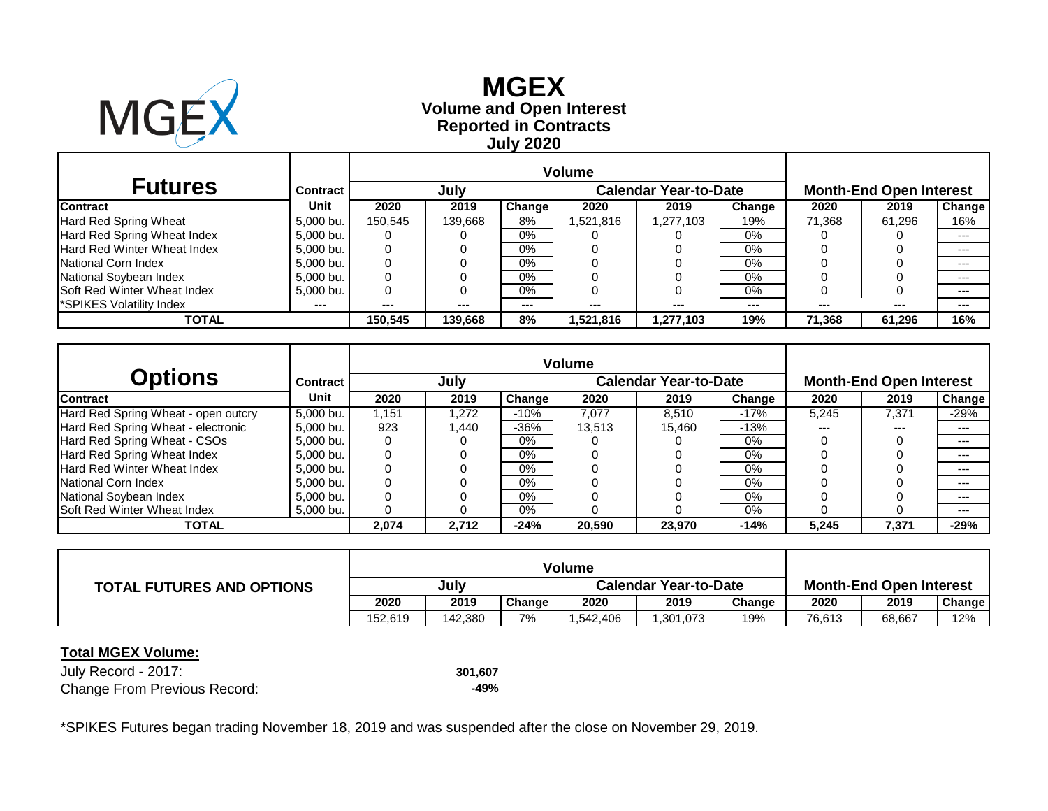# MGEX

## Volume and Open Interest
## Reported in Contracts
## July 2020

| Futures | Contract | Volume | | | | | | Month-End Open Interest | | |
|---|---|---|---|---|---|---|---|---|---|---|
| | | July | | | Calendar Year-to-Date | | | | | |
| Contract | Unit | 2020 | 2019 | Change | 2020 | 2019 | Change | 2020 | 2019 | Change |
| Hard Red Spring Wheat | 5,000 bu. | 150,545 | 139,668 | 8% | 1,521,816 | 1,277,103 | 19% | 71,368 | 61,296 | 16% |
| Hard Red Spring Wheat Index | 5,000 bu. | 0 | 0 | 0% | 0 | 0 | 0% | 0 | 0 | --- |
| Hard Red Winter Wheat Index | 5,000 bu. | 0 | 0 | 0% | 0 | 0 | 0% | 0 | 0 | --- |
| National Corn Index | 5,000 bu. | 0 | 0 | 0% | 0 | 0 | 0% | 0 | 0 | --- |
| National Soybean Index | 5,000 bu. | 0 | 0 | 0% | 0 | 0 | 0% | 0 | 0 | --- |
| Soft Red Winter Wheat Index | 5,000 bu. | 0 | 0 | 0% | 0 | 0 | 0% | 0 | 0 | --- |
| *SPIKES Volatility Index | --- | --- | --- | --- | --- | --- | --- | --- | --- | --- |
| **TOTAL** | | **150,545** | **139,668** | **8%** | **1,521,816** | **1,277,103** | **19%** | **71,368** | **61,296** | **16%** |

| Options | Contract | Volume | | | | | | Month-End Open Interest | | |
|---|---|---|---|---|---|---|---|---|---|---|
| | | July | | | Calendar Year-to-Date | | | | | |
| Contract | Unit | 2020 | 2019 | Change | 2020 | 2019 | Change | 2020 | 2019 | Change |
| Hard Red Spring Wheat - open outcry | 5,000 bu. | 1,151 | 1,272 | -10% | 7,077 | 8,510 | -17% | 5,245 | 7,371 | -29% |
| Hard Red Spring Wheat - electronic | 5,000 bu. | 923 | 1,440 | -36% | 13,513 | 15,460 | -13% | --- | --- | --- |
| Hard Red Spring Wheat - CSOs | 5,000 bu. | 0 | 0 | 0% | 0 | 0 | 0% | 0 | 0 | --- |
| Hard Red Spring Wheat Index | 5,000 bu. | 0 | 0 | 0% | 0 | 0 | 0% | 0 | 0 | --- |
| Hard Red Winter Wheat Index | 5,000 bu. | 0 | 0 | 0% | 0 | 0 | 0% | 0 | 0 | --- |
| National Corn Index | 5,000 bu. | 0 | 0 | 0% | 0 | 0 | 0% | 0 | 0 | --- |
| National Soybean Index | 5,000 bu. | 0 | 0 | 0% | 0 | 0 | 0% | 0 | 0 | --- |
| Soft Red Winter Wheat Index | 5,000 bu. | 0 | 0 | 0% | 0 | 0 | 0% | 0 | 0 | --- |
| **TOTAL** | | **2,074** | **2,712** | **-24%** | **20,590** | **23,970** | **-14%** | **5,245** | **7,371** | **-29%** |

| TOTAL FUTURES AND OPTIONS | Volume | | | | | | Month-End Open Interest | | |
|---|---|---|---|---|---|---|---|---|---|
| | July | | | Calendar Year-to-Date | | | | | |
| | 2020 | 2019 | Change | 2020 | 2019 | Change | 2020 | 2019 | Change |
| | 152,619 | 142,380 | 7% | 1,542,406 | 1,301,073 | 19% | 76,613 | 68,667 | 12% |

**Total MGEX Volume:**

July Record - 2017: **301,607**

Change From Previous Record: **-49%**

*SPIKES Futures began trading November 18, 2019 and was suspended after the close on November 29, 2019.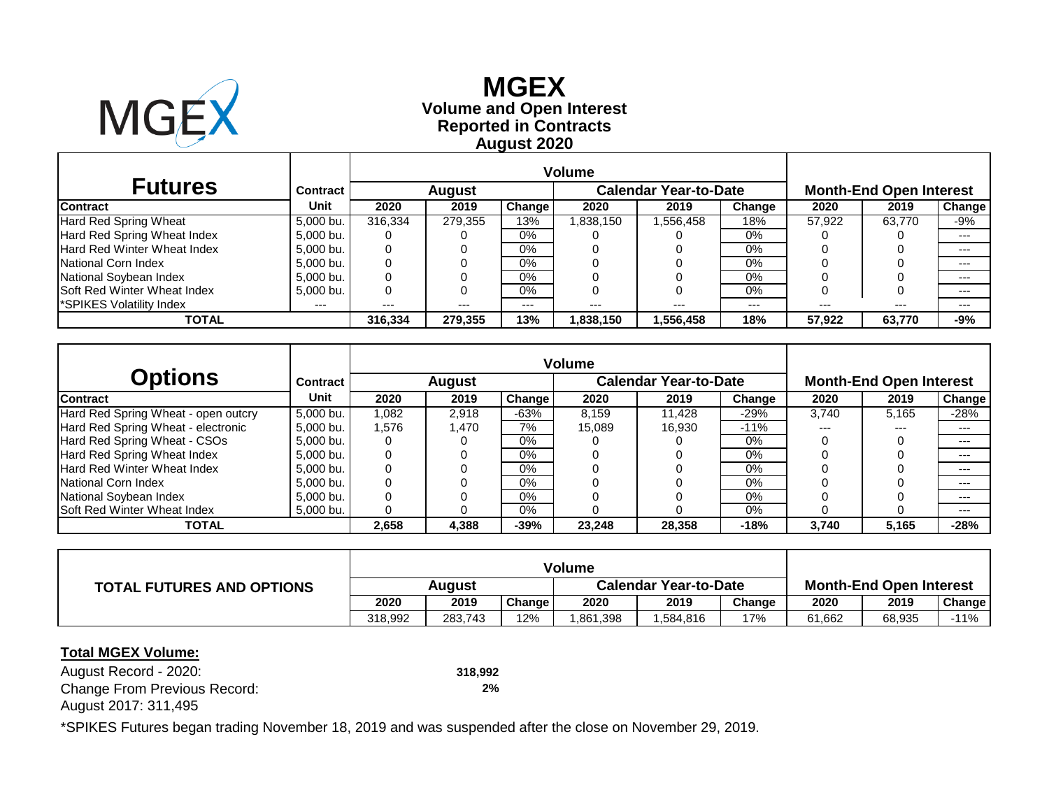# MGEX

**Volume and Open Interest**
**Reported in Contracts**
**August 2020**

| Futures | Contract | Volume | | | | | | Month-End Open Interest | | |
|---|---|---|---|---|---|---|---|---|---|---|
| | | August | | | Calendar Year-to-Date | | | | | |
| Contract | Unit | 2020 | 2019 | Change | 2020 | 2019 | Change | 2020 | 2019 | Change |
| Hard Red Spring Wheat | 5,000 bu. | 316,334 | 279,355 | 13% | 1,838,150 | 1,556,458 | 18% | 57,922 | 63,770 | -9% |
| Hard Red Spring Wheat Index | 5,000 bu. | 0 | 0 | 0% | 0 | 0 | 0% | 0 | 0 | --- |
| Hard Red Winter Wheat Index | 5,000 bu. | 0 | 0 | 0% | 0 | 0 | 0% | 0 | 0 | --- |
| National Corn Index | 5,000 bu. | 0 | 0 | 0% | 0 | 0 | 0% | 0 | 0 | --- |
| National Soybean Index | 5,000 bu. | 0 | 0 | 0% | 0 | 0 | 0% | 0 | 0 | --- |
| Soft Red Winter Wheat Index | 5,000 bu. | 0 | 0 | 0% | 0 | 0 | 0% | 0 | 0 | --- |
| *SPIKES Volatility Index | --- | --- | --- | --- | --- | --- | --- | --- | --- | --- |
| **TOTAL** | | **316,334** | **279,355** | **13%** | **1,838,150** | **1,556,458** | **18%** | **57,922** | **63,770** | **-9%** |

| Options | Contract | Volume | | | | | | Month-End Open Interest | | |
|---|---|---|---|---|---|---|---|---|---|---|
| | | August | | | Calendar Year-to-Date | | | | | |
| Contract | Unit | 2020 | 2019 | Change | 2020 | 2019 | Change | 2020 | 2019 | Change |
| Hard Red Spring Wheat - open outcry | 5,000 bu. | 1,082 | 2,918 | -63% | 8,159 | 11,428 | -29% | 3,740 | 5,165 | -28% |
| Hard Red Spring Wheat - electronic | 5,000 bu. | 1,576 | 1,470 | 7% | 15,089 | 16,930 | -11% | --- | --- | --- |
| Hard Red Spring Wheat - CSOs | 5,000 bu. | 0 | 0 | 0% | 0 | 0 | 0% | 0 | 0 | --- |
| Hard Red Spring Wheat Index | 5,000 bu. | 0 | 0 | 0% | 0 | 0 | 0% | 0 | 0 | --- |
| Hard Red Winter Wheat Index | 5,000 bu. | 0 | 0 | 0% | 0 | 0 | 0% | 0 | 0 | --- |
| National Corn Index | 5,000 bu. | 0 | 0 | 0% | 0 | 0 | 0% | 0 | 0 | --- |
| National Soybean Index | 5,000 bu. | 0 | 0 | 0% | 0 | 0 | 0% | 0 | 0 | --- |
| Soft Red Winter Wheat Index | 5,000 bu. | 0 | 0 | 0% | 0 | 0 | 0% | 0 | 0 | --- |
| **TOTAL** | | **2,658** | **4,388** | **-39%** | **23,248** | **28,358** | **-18%** | **3,740** | **5,165** | **-28%** |

| TOTAL FUTURES AND OPTIONS | Volume | | | | | | Month-End Open Interest | | |
|---|---|---|---|---|---|---|---|---|---|
| | August | | | Calendar Year-to-Date | | | | | |
| | 2020 | 2019 | Change | 2020 | 2019 | Change | 2020 | 2019 | Change |
| | 318,992 | 283,743 | 12% | 1,861,398 | 1,584,816 | 17% | 61,662 | 68,935 | -11% |

**Total MGEX Volume:**

August Record - 2020: **318,992**
Change From Previous Record: **2%**
August 2017: 311,495

*SPIKES Futures began trading November 18, 2019 and was suspended after the close on November 29, 2019.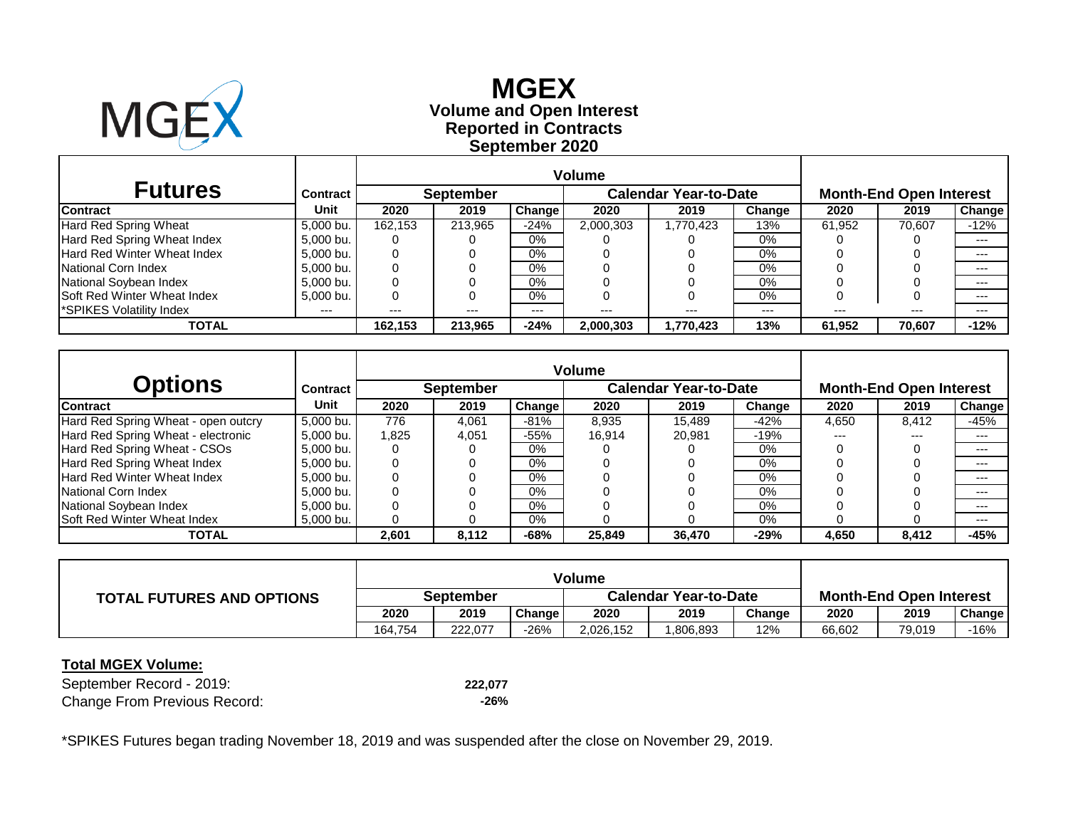# MGEX

## Volume and Open Interest
## Reported in Contracts
## September 2020

| Futures | Contract | Volume | | | | | | Month-End Open Interest | | |
|---|---|---|---|---|---|---|---|---|---|---|
| | | September | | | Calendar Year-to-Date | | | | | |
| Contract | Unit | 2020 | 2019 | Change | 2020 | 2019 | Change | 2020 | 2019 | Change |
| Hard Red Spring Wheat | 5,000 bu. | 162,153 | 213,965 | -24% | 2,000,303 | 1,770,423 | 13% | 61,952 | 70,607 | -12% |
| Hard Red Spring Wheat Index | 5,000 bu. | 0 | 0 | 0% | 0 | 0 | 0% | 0 | 0 | --- |
| Hard Red Winter Wheat Index | 5,000 bu. | 0 | 0 | 0% | 0 | 0 | 0% | 0 | 0 | --- |
| National Corn Index | 5,000 bu. | 0 | 0 | 0% | 0 | 0 | 0% | 0 | 0 | --- |
| National Soybean Index | 5,000 bu. | 0 | 0 | 0% | 0 | 0 | 0% | 0 | 0 | --- |
| Soft Red Winter Wheat Index | 5,000 bu. | 0 | 0 | 0% | 0 | 0 | 0% | 0 | 0 | --- |
| *SPIKES Volatility Index | --- | --- | --- | --- | --- | --- | --- | --- | --- | --- |
| **TOTAL** | | **162,153** | **213,965** | **-24%** | **2,000,303** | **1,770,423** | **13%** | **61,952** | **70,607** | **-12%** |

| Options | Contract | Volume | | | | | | Month-End Open Interest | | |
|---|---|---|---|---|---|---|---|---|---|---|
| | | September | | | Calendar Year-to-Date | | | | | |
| Contract | Unit | 2020 | 2019 | Change | 2020 | 2019 | Change | 2020 | 2019 | Change |
| Hard Red Spring Wheat - open outcry | 5,000 bu. | 776 | 4,061 | -81% | 8,935 | 15,489 | -42% | 4,650 | 8,412 | -45% |
| Hard Red Spring Wheat - electronic | 5,000 bu. | 1,825 | 4,051 | -55% | 16,914 | 20,981 | -19% | --- | --- | --- |
| Hard Red Spring Wheat - CSOs | 5,000 bu. | 0 | 0 | 0% | 0 | 0 | 0% | 0 | 0 | --- |
| Hard Red Spring Wheat Index | 5,000 bu. | 0 | 0 | 0% | 0 | 0 | 0% | 0 | 0 | --- |
| Hard Red Winter Wheat Index | 5,000 bu. | 0 | 0 | 0% | 0 | 0 | 0% | 0 | 0 | --- |
| National Corn Index | 5,000 bu. | 0 | 0 | 0% | 0 | 0 | 0% | 0 | 0 | --- |
| National Soybean Index | 5,000 bu. | 0 | 0 | 0% | 0 | 0 | 0% | 0 | 0 | --- |
| Soft Red Winter Wheat Index | 5,000 bu. | 0 | 0 | 0% | 0 | 0 | 0% | 0 | 0 | --- |
| **TOTAL** | | **2,601** | **8,112** | **-68%** | **25,849** | **36,470** | **-29%** | **4,650** | **8,412** | **-45%** |

| TOTAL FUTURES AND OPTIONS | Volume | | | | | | Month-End Open Interest | | |
|---|---|---|---|---|---|---|---|---|---|
| | September | | | Calendar Year-to-Date | | | | | |
| | 2020 | 2019 | Change | 2020 | 2019 | Change | 2020 | 2019 | Change |
| | 164,754 | 222,077 | -26% | 2,026,152 | 1,806,893 | 12% | 66,602 | 79,019 | -16% |

**Total MGEX Volume:**

September Record - 2019: **222,077**

Change From Previous Record: **-26%**

*SPIKES Futures began trading November 18, 2019 and was suspended after the close on November 29, 2019.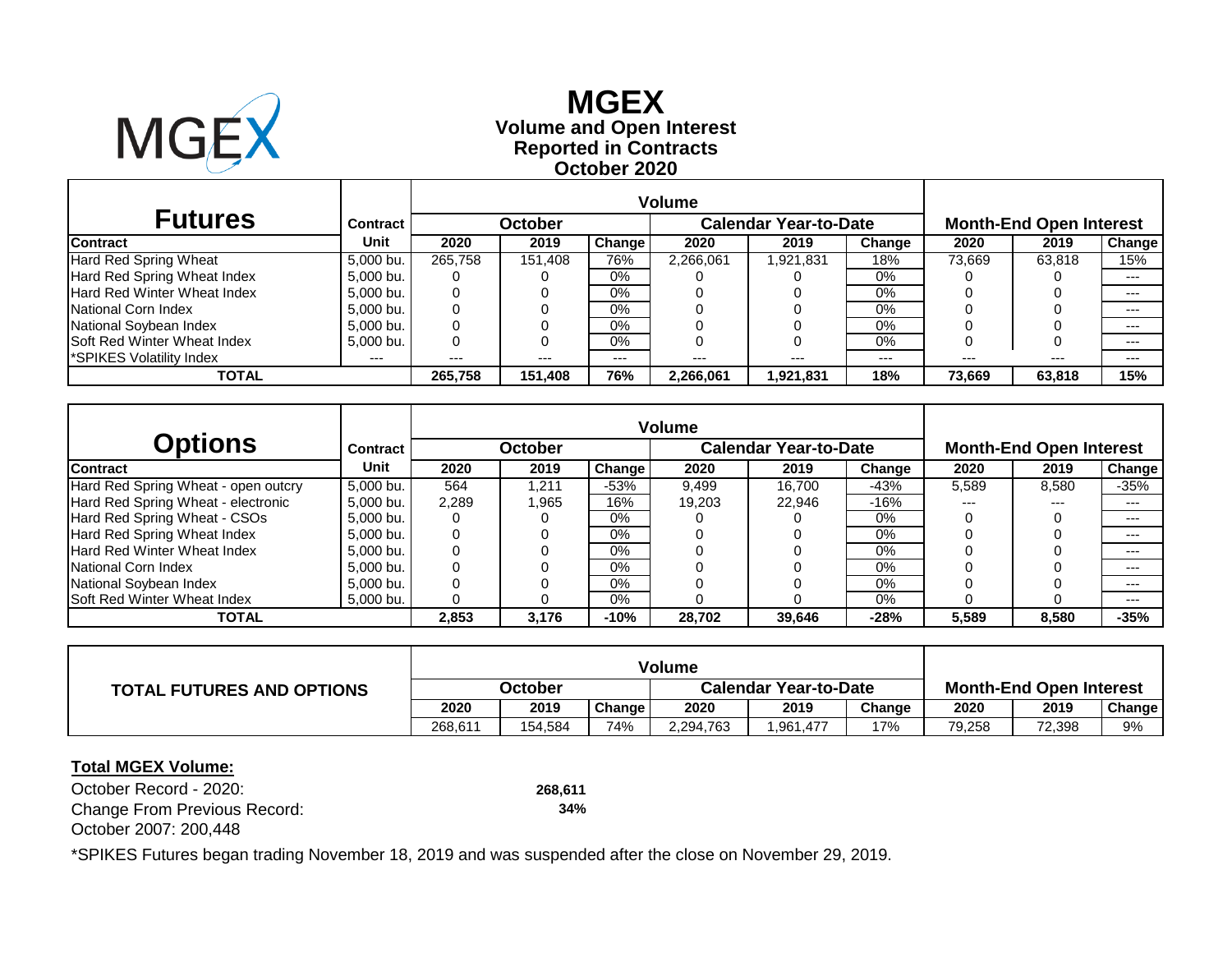# MGEX

**Volume and Open Interest**
**Reported in Contracts**
**October 2020**

| Futures | Contract | Volume | | | | | | Month-End Open Interest | | |
|---|---|---|---|---|---|---|---|---|---|---|
| | | October | | | Calendar Year-to-Date | | | | | |
| **Contract** | **Unit** | **2020** | **2019** | **Change** | **2020** | **2019** | **Change** | **2020** | **2019** | **Change** |
| Hard Red Spring Wheat | 5,000 bu. | 265,758 | 151,408 | 76% | 2,266,061 | 1,921,831 | 18% | 73,669 | 63,818 | 15% |
| Hard Red Spring Wheat Index | 5,000 bu. | 0 | 0 | 0% | 0 | 0 | 0% | 0 | 0 | --- |
| Hard Red Winter Wheat Index | 5,000 bu. | 0 | 0 | 0% | 0 | 0 | 0% | 0 | 0 | --- |
| National Corn Index | 5,000 bu. | 0 | 0 | 0% | 0 | 0 | 0% | 0 | 0 | --- |
| National Soybean Index | 5,000 bu. | 0 | 0 | 0% | 0 | 0 | 0% | 0 | 0 | --- |
| Soft Red Winter Wheat Index | 5,000 bu. | 0 | 0 | 0% | 0 | 0 | 0% | 0 | 0 | --- |
| *SPIKES Volatility Index | --- | --- | --- | --- | --- | --- | --- | --- | --- | --- |
| **TOTAL** | | **265,758** | **151,408** | **76%** | **2,266,061** | **1,921,831** | **18%** | **73,669** | **63,818** | **15%** |

| Options | Contract | Volume | | | | | | Month-End Open Interest | | |
|---|---|---|---|---|---|---|---|---|---|---|
| | | October | | | Calendar Year-to-Date | | | | | |
| **Contract** | **Unit** | **2020** | **2019** | **Change** | **2020** | **2019** | **Change** | **2020** | **2019** | **Change** |
| Hard Red Spring Wheat - open outcry | 5,000 bu. | 564 | 1,211 | -53% | 9,499 | 16,700 | -43% | 5,589 | 8,580 | -35% |
| Hard Red Spring Wheat - electronic | 5,000 bu. | 2,289 | 1,965 | 16% | 19,203 | 22,946 | -16% | --- | --- | --- |
| Hard Red Spring Wheat - CSOs | 5,000 bu. | 0 | 0 | 0% | 0 | 0 | 0% | 0 | 0 | --- |
| Hard Red Spring Wheat Index | 5,000 bu. | 0 | 0 | 0% | 0 | 0 | 0% | 0 | 0 | --- |
| Hard Red Winter Wheat Index | 5,000 bu. | 0 | 0 | 0% | 0 | 0 | 0% | 0 | 0 | --- |
| National Corn Index | 5,000 bu. | 0 | 0 | 0% | 0 | 0 | 0% | 0 | 0 | --- |
| National Soybean Index | 5,000 bu. | 0 | 0 | 0% | 0 | 0 | 0% | 0 | 0 | --- |
| Soft Red Winter Wheat Index | 5,000 bu. | 0 | 0 | 0% | 0 | 0 | 0% | 0 | 0 | --- |
| **TOTAL** | | **2,853** | **3,176** | **-10%** | **28,702** | **39,646** | **-28%** | **5,589** | **8,580** | **-35%** |

| TOTAL FUTURES AND OPTIONS | Volume | | | | | | Month-End Open Interest | | |
|---|---|---|---|---|---|---|---|---|---|
| | October | | | Calendar Year-to-Date | | | | | |
| | **2020** | **2019** | **Change** | **2020** | **2019** | **Change** | **2020** | **2019** | **Change** |
| | 268,611 | 154,584 | 74% | 2,294,763 | 1,961,477 | 17% | 79,258 | 72,398 | 9% |

**Total MGEX Volume:**

October Record - 2020: **268,611**

Change From Previous Record: **34%**

October 2007: 200,448

*SPIKES Futures began trading November 18, 2019 and was suspended after the close on November 29, 2019.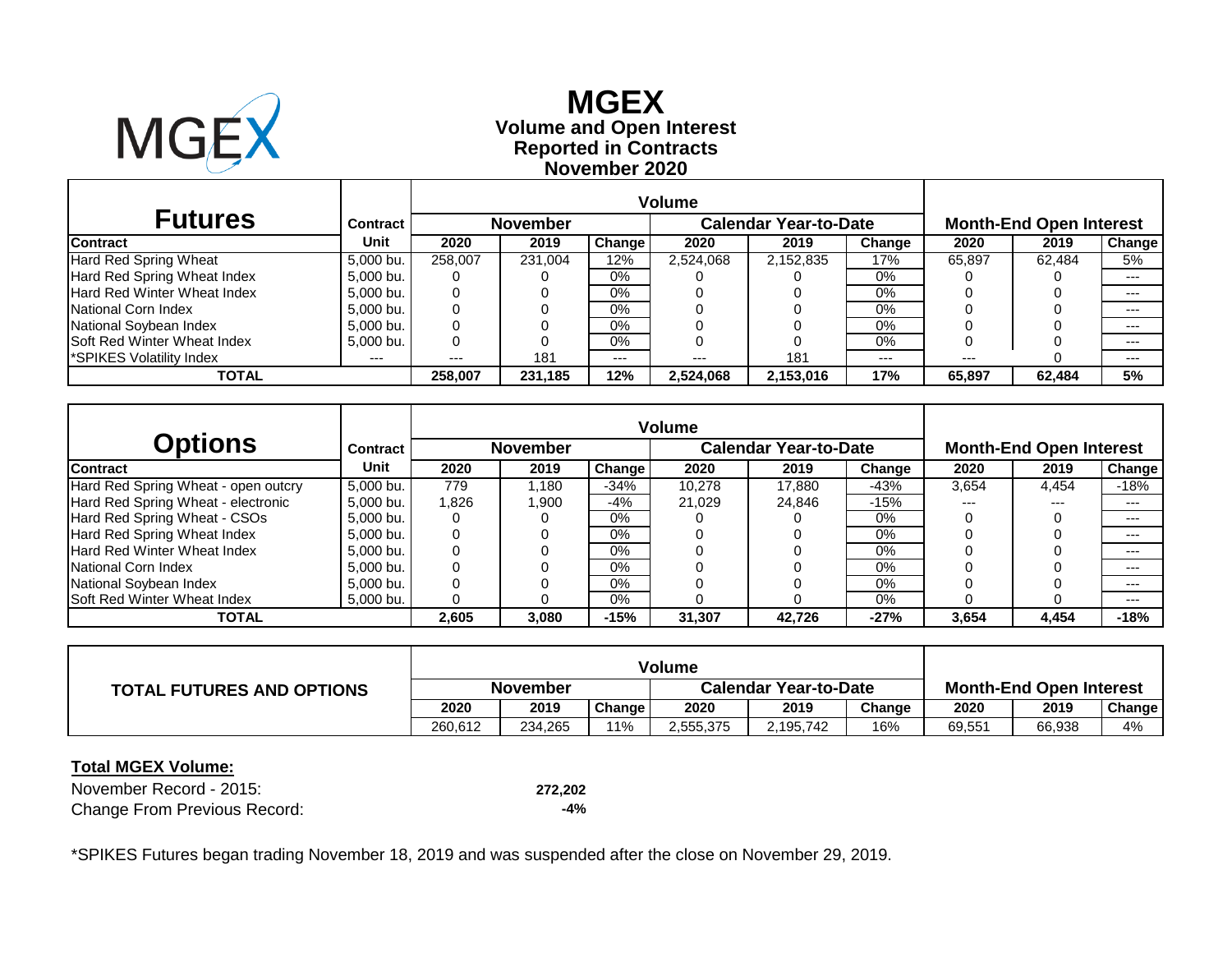# MGEX

**Volume and Open Interest**
**Reported in Contracts**
**November 2020**

| Futures | Contract | Volume | | | | | | Month-End Open Interest | | |
|---|---|---|---|---|---|---|---|---|---|---|
| | | November | | | Calendar Year-to-Date | | | | | |
| Contract | Unit | 2020 | 2019 | Change | 2020 | 2019 | Change | 2020 | 2019 | Change |
| Hard Red Spring Wheat | 5,000 bu. | 258,007 | 231,004 | 12% | 2,524,068 | 2,152,835 | 17% | 65,897 | 62,484 | 5% |
| Hard Red Spring Wheat Index | 5,000 bu. | 0 | 0 | 0% | 0 | 0 | 0% | 0 | 0 | --- |
| Hard Red Winter Wheat Index | 5,000 bu. | 0 | 0 | 0% | 0 | 0 | 0% | 0 | 0 | --- |
| National Corn Index | 5,000 bu. | 0 | 0 | 0% | 0 | 0 | 0% | 0 | 0 | --- |
| National Soybean Index | 5,000 bu. | 0 | 0 | 0% | 0 | 0 | 0% | 0 | 0 | --- |
| Soft Red Winter Wheat Index | 5,000 bu. | 0 | 0 | 0% | 0 | 0 | 0% | 0 | 0 | --- |
| *SPIKES Volatility Index | --- | --- | 181 | --- | --- | 181 | --- | --- | 0 | --- |
| **TOTAL** | | **258,007** | **231,185** | **12%** | **2,524,068** | **2,153,016** | **17%** | **65,897** | **62,484** | **5%** |

| Options | Contract | Volume | | | | | | Month-End Open Interest | | |
|---|---|---|---|---|---|---|---|---|---|---|
| | | November | | | Calendar Year-to-Date | | | | | |
| Contract | Unit | 2020 | 2019 | Change | 2020 | 2019 | Change | 2020 | 2019 | Change |
| Hard Red Spring Wheat - open outcry | 5,000 bu. | 779 | 1,180 | -34% | 10,278 | 17,880 | -43% | 3,654 | 4,454 | -18% |
| Hard Red Spring Wheat - electronic | 5,000 bu. | 1,826 | 1,900 | -4% | 21,029 | 24,846 | -15% | --- | --- | --- |
| Hard Red Spring Wheat - CSOs | 5,000 bu. | 0 | 0 | 0% | 0 | 0 | 0% | 0 | 0 | --- |
| Hard Red Spring Wheat Index | 5,000 bu. | 0 | 0 | 0% | 0 | 0 | 0% | 0 | 0 | --- |
| Hard Red Winter Wheat Index | 5,000 bu. | 0 | 0 | 0% | 0 | 0 | 0% | 0 | 0 | --- |
| National Corn Index | 5,000 bu. | 0 | 0 | 0% | 0 | 0 | 0% | 0 | 0 | --- |
| National Soybean Index | 5,000 bu. | 0 | 0 | 0% | 0 | 0 | 0% | 0 | 0 | --- |
| Soft Red Winter Wheat Index | 5,000 bu. | 0 | 0 | 0% | 0 | 0 | 0% | 0 | 0 | --- |
| **TOTAL** | | **2,605** | **3,080** | **-15%** | **31,307** | **42,726** | **-27%** | **3,654** | **4,454** | **-18%** |

| TOTAL FUTURES AND OPTIONS | Volume | | | | | | Month-End Open Interest | | |
|---|---|---|---|---|---|---|---|---|---|
| | November | | | Calendar Year-to-Date | | | | | |
| | 2020 | 2019 | Change | 2020 | 2019 | Change | 2020 | 2019 | Change |
| | 260,612 | 234,265 | 11% | 2,555,375 | 2,195,742 | 16% | 69,551 | 66,938 | 4% |

**Total MGEX Volume:**

| | |
|---|---|
| November Record - 2015: | **272,202** |
| Change From Previous Record: | **-4%** |

*SPIKES Futures began trading November 18, 2019 and was suspended after the close on November 29, 2019.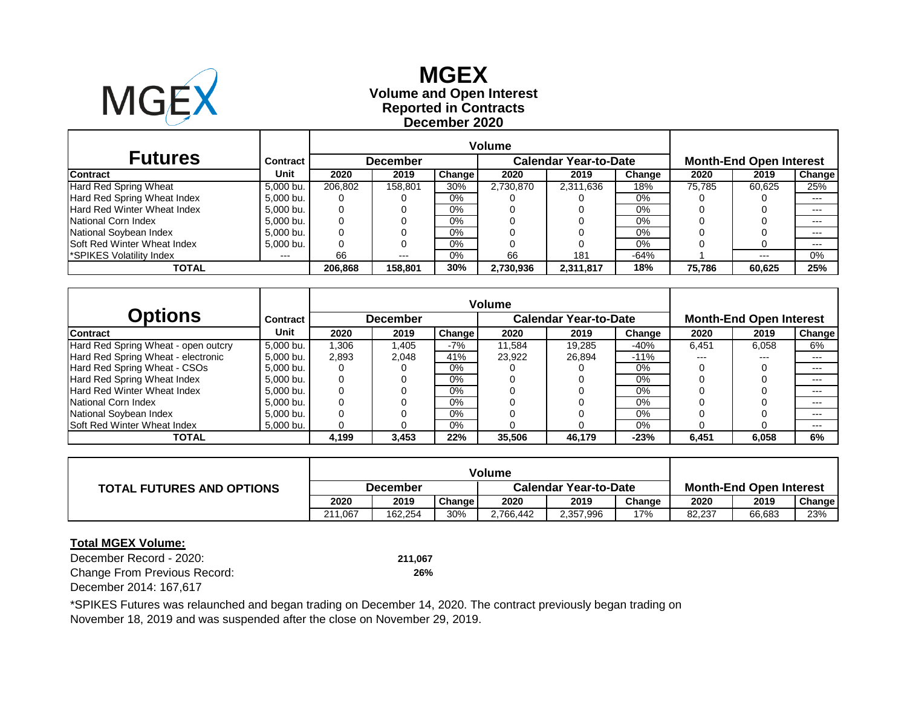# MGEX

**Volume and Open Interest**
**Reported in Contracts**
**December 2020**

| Futures | Contract | Volume | | | | | | Month-End Open Interest | | |
|---|---|---|---|---|---|---|---|---|---|---|
| | | December | | | Calendar Year-to-Date | | | | | |
| **Contract** | **Unit** | **2020** | **2019** | **Change** | **2020** | **2019** | **Change** | **2020** | **2019** | **Change** |
| Hard Red Spring Wheat | 5,000 bu. | 206,802 | 158,801 | 30% | 2,730,870 | 2,311,636 | 18% | 75,785 | 60,625 | 25% |
| Hard Red Spring Wheat Index | 5,000 bu. | 0 | 0 | 0% | 0 | 0 | 0% | 0 | 0 | --- |
| Hard Red Winter Wheat Index | 5,000 bu. | 0 | 0 | 0% | 0 | 0 | 0% | 0 | 0 | --- |
| National Corn Index | 5,000 bu. | 0 | 0 | 0% | 0 | 0 | 0% | 0 | 0 | --- |
| National Soybean Index | 5,000 bu. | 0 | 0 | 0% | 0 | 0 | 0% | 0 | 0 | --- |
| Soft Red Winter Wheat Index | 5,000 bu. | 0 | 0 | 0% | 0 | 0 | 0% | 0 | 0 | --- |
| *SPIKES Volatility Index | --- | 66 | --- | 0% | 66 | 181 | -64% | 1 | --- | 0% |
| **TOTAL** | | **206,868** | **158,801** | **30%** | **2,730,936** | **2,311,817** | **18%** | **75,786** | **60,625** | **25%** |

| Options | Contract | Volume | | | | | | Month-End Open Interest | | |
|---|---|---|---|---|---|---|---|---|---|---|
| | | December | | | Calendar Year-to-Date | | | | | |
| **Contract** | **Unit** | **2020** | **2019** | **Change** | **2020** | **2019** | **Change** | **2020** | **2019** | **Change** |
| Hard Red Spring Wheat - open outcry | 5,000 bu. | 1,306 | 1,405 | -7% | 11,584 | 19,285 | -40% | 6,451 | 6,058 | 6% |
| Hard Red Spring Wheat - electronic | 5,000 bu. | 2,893 | 2,048 | 41% | 23,922 | 26,894 | -11% | --- | --- | --- |
| Hard Red Spring Wheat - CSOs | 5,000 bu. | 0 | 0 | 0% | 0 | 0 | 0% | 0 | 0 | --- |
| Hard Red Spring Wheat Index | 5,000 bu. | 0 | 0 | 0% | 0 | 0 | 0% | 0 | 0 | --- |
| Hard Red Winter Wheat Index | 5,000 bu. | 0 | 0 | 0% | 0 | 0 | 0% | 0 | 0 | --- |
| National Corn Index | 5,000 bu. | 0 | 0 | 0% | 0 | 0 | 0% | 0 | 0 | --- |
| National Soybean Index | 5,000 bu. | 0 | 0 | 0% | 0 | 0 | 0% | 0 | 0 | --- |
| Soft Red Winter Wheat Index | 5,000 bu. | 0 | 0 | 0% | 0 | 0 | 0% | 0 | 0 | --- |
| **TOTAL** | | **4,199** | **3,453** | **22%** | **35,506** | **46,179** | **-23%** | **6,451** | **6,058** | **6%** |

| TOTAL FUTURES AND OPTIONS | Volume | | | | | | Month-End Open Interest | | |
|---|---|---|---|---|---|---|---|---|---|
| | December | | | Calendar Year-to-Date | | | | | |
| | **2020** | **2019** | **Change** | **2020** | **2019** | **Change** | **2020** | **2019** | **Change** |
| | 211,067 | 162,254 | 30% | 2,766,442 | 2,357,996 | 17% | 82,237 | 66,683 | 23% |

**Total MGEX Volume:**

December Record - 2020: **211,067**

Change From Previous Record: **26%**

December 2014: 167,617

*SPIKES Futures was relaunched and began trading on December 14, 2020. The contract previously began trading on November 18, 2019 and was suspended after the close on November 29, 2019.